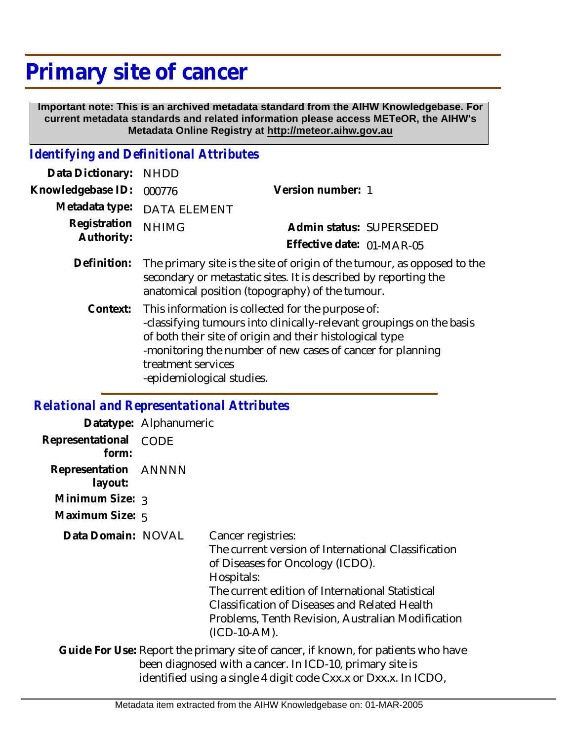# Primary site of cancer

**Important note: This is an archived metadata standard from the AIHW Knowledgebase. For current metadata standards and related information please access METeOR, the AIHW's Metadata Online Registry at http://meteor.aihw.gov.au**

## *Identifying and Definitional Attributes*

**Data Dictionary:** NHDD

**Knowledgebase ID:** 000776

**Version number:** 1

**Metadata type:** DATA ELEMENT

**Registration Authority:** NHIMG

**Admin status:** SUPERSEDED

**Effective date:** 01-MAR-05

**Definition:** The primary site is the site of origin of the tumour, as opposed to the secondary or metastatic sites. It is described by reporting the anatomical position (topography) of the tumour.

**Context:** This information is collected for the purpose of:
-classifying tumours into clinically-relevant groupings on the basis of both their site of origin and their histological type
-monitoring the number of new cases of cancer for planning treatment services
-epidemiological studies.

## *Relational and Representational Attributes*

**Datatype:** Alphanumeric

**Representational form:** CODE

**Representation layout:** ANNNN

**Minimum Size:** 3

**Maximum Size:** 5

**Data Domain:** NOVAL

Cancer registries:
The current version of International Classification of Diseases for Oncology (ICDO).
Hospitals:
The current edition of International Statistical Classification of Diseases and Related Health Problems, Tenth Revision, Australian Modification (ICD-10-AM).

**Guide For Use:** Report the primary site of cancer, if known, for patients who have been diagnosed with a cancer. In ICD-10, primary site is identified using a single 4 digit code Cxx.x or Dxx.x. In ICDO,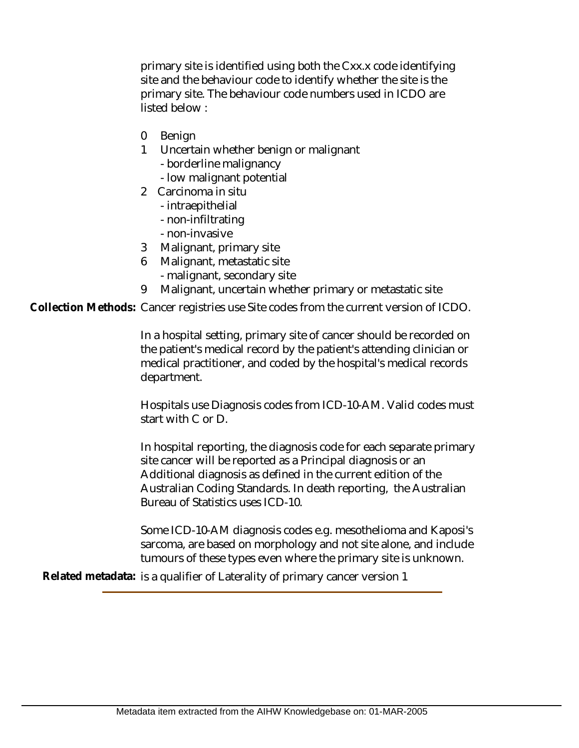primary site is identified using both the Cxx.x code identifying site and the behaviour code to identify whether the site is the primary site. The behaviour code numbers used in ICDO are listed below :

- 0 Benign
- 1 Uncertain whether benign or malignant
  - borderline malignancy
  - low malignant potential
- 2 Carcinoma in situ
  - intraepithelial
  - non-infiltrating
  - non-invasive
- 3 Malignant, primary site
- 6 Malignant, metastatic site
  - malignant, secondary site
- 9 Malignant, uncertain whether primary or metastatic site

**Collection Methods:** Cancer registries use Site codes from the current version of ICDO.

In a hospital setting, primary site of cancer should be recorded on the patient's medical record by the patient's attending clinician or medical practitioner, and coded by the hospital's medical records department.

Hospitals use Diagnosis codes from ICD-10-AM. Valid codes must start with C or D.

In hospital reporting, the diagnosis code for each separate primary site cancer will be reported as a Principal diagnosis or an Additional diagnosis as defined in the current edition of the Australian Coding Standards. In death reporting, the Australian Bureau of Statistics uses ICD-10.

Some ICD-10-AM diagnosis codes e.g. mesothelioma and Kaposi's sarcoma, are based on morphology and not site alone, and include tumours of these types even where the primary site is unknown.

**Related metadata:** is a qualifier of Laterality of primary cancer version 1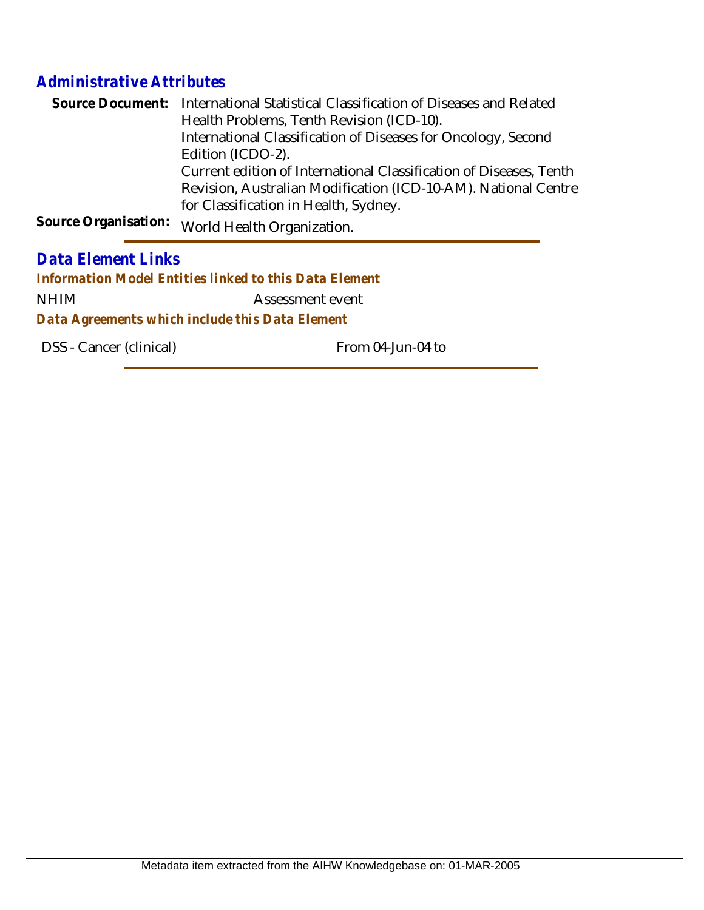## Administrative Attributes

**Source Document:** International Statistical Classification of Diseases and Related Health Problems, Tenth Revision (ICD-10).
International Classification of Diseases for Oncology, Second Edition (ICDO-2).
Current edition of International Classification of Diseases, Tenth Revision, Australian Modification (ICD-10-AM). National Centre for Classification in Health, Sydney.

**Source Organisation:** World Health Organization.

## Data Element Links

### Information Model Entities linked to this Data Element

| | |
|---|---|
| NHIM | Assessment event |

### Data Agreements which include this Data Element

| | |
|---|---|
| DSS - Cancer (clinical) | From 04-Jun-04 to |

Metadata item extracted from the AIHW Knowledgebase on: 01-MAR-2005